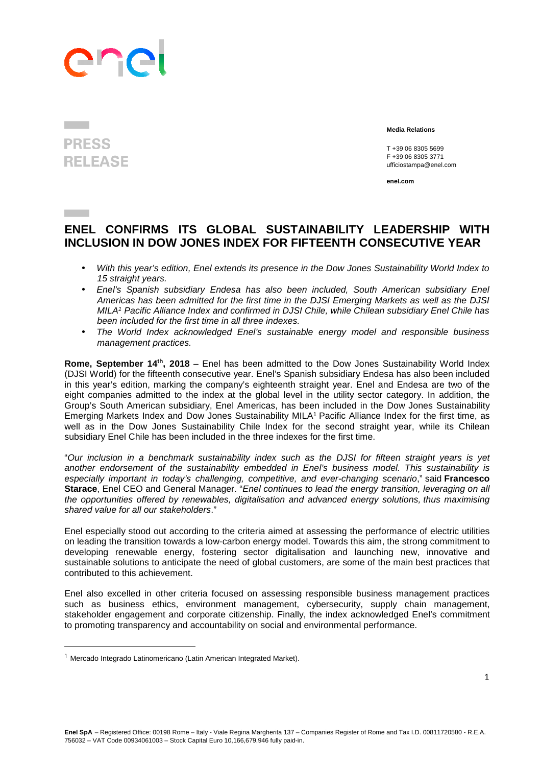**PRESS RELEASE**

**Media Relations**

T +39 06 8305 5699
F +39 06 8305 3771
ufficiostampa@enel.com

**enel.com**

# ENEL CONFIRMS ITS GLOBAL SUSTAINABILITY LEADERSHIP WITH INCLUSION IN DOW JONES INDEX FOR FIFTEENTH CONSECUTIVE YEAR

- *With this year's edition, Enel extends its presence in the Dow Jones Sustainability World Index to 15 straight years.*
- *Enel's Spanish subsidiary Endesa has also been included, South American subsidiary Enel Americas has been admitted for the first time in the DJSI Emerging Markets as well as the DJSI MILA[1] Pacific Alliance Index and confirmed in DJSI Chile, while Chilean subsidiary Enel Chile has been included for the first time in all three indexes.*
- *The World Index acknowledged Enel's sustainable energy model and responsible business management practices.*

**Rome, September 14th, 2018** – Enel has been admitted to the Dow Jones Sustainability World Index (DJSI World) for the fifteenth consecutive year. Enel's Spanish subsidiary Endesa has also been included in this year's edition, marking the company's eighteenth straight year. Enel and Endesa are two of the eight companies admitted to the index at the global level in the utility sector category. In addition, the Group's South American subsidiary, Enel Americas, has been included in the Dow Jones Sustainability Emerging Markets Index and Dow Jones Sustainability MILA[1] Pacific Alliance Index for the first time, as well as in the Dow Jones Sustainability Chile Index for the second straight year, while its Chilean subsidiary Enel Chile has been included in the three indexes for the first time.

"*Our inclusion in a benchmark sustainability index such as the DJSI for fifteen straight years is yet another endorsement of the sustainability embedded in Enel's business model. This sustainability is especially important in today's challenging, competitive, and ever-changing scenario*," said **Francesco Starace**, Enel CEO and General Manager. "*Enel continues to lead the energy transition, leveraging on all the opportunities offered by renewables, digitalisation and advanced energy solutions, thus maximising shared value for all our stakeholders*."

Enel especially stood out according to the criteria aimed at assessing the performance of electric utilities on leading the transition towards a low-carbon energy model. Towards this aim, the strong commitment to developing renewable energy, fostering sector digitalisation and launching new, innovative and sustainable solutions to anticipate the need of global customers, are some of the main best practices that contributed to this achievement.

Enel also excelled in other criteria focused on assessing responsible business management practices such as business ethics, environment management, cybersecurity, supply chain management, stakeholder engagement and corporate citizenship. Finally, the index acknowledged Enel's commitment to promoting transparency and accountability on social and environmental performance.

[1] Mercado Integrado Latinomericano (Latin American Integrated Market).

**Enel SpA** – Registered Office: 00198 Rome – Italy - Viale Regina Margherita 137 – Companies Register of Rome and Tax I.D. 00811720580 - R.E.A. 756032 – VAT Code 00934061003 – Stock Capital Euro 10,166,679,946 fully paid-in.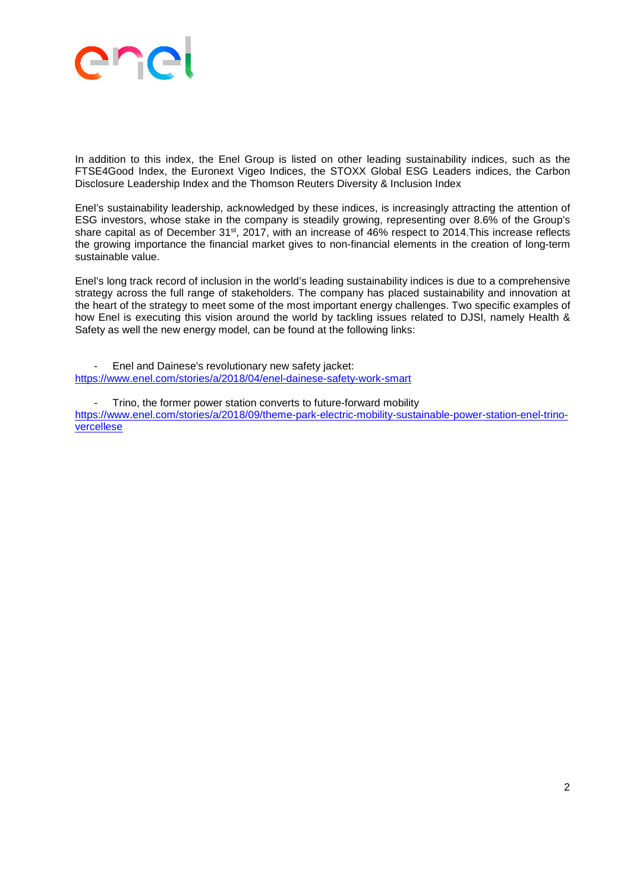In addition to this index, the Enel Group is listed on other leading sustainability indices, such as the FTSE4Good Index, the Euronext Vigeo Indices, the STOXX Global ESG Leaders indices, the Carbon Disclosure Leadership Index and the Thomson Reuters Diversity & Inclusion Index

Enel's sustainability leadership, acknowledged by these indices, is increasingly attracting the attention of ESG investors, whose stake in the company is steadily growing, representing over 8.6% of the Group's share capital as of December 31st, 2017, with an increase of 46% respect to 2014.This increase reflects the growing importance the financial market gives to non-financial elements in the creation of long-term sustainable value.

Enel's long track record of inclusion in the world's leading sustainability indices is due to a comprehensive strategy across the full range of stakeholders. The company has placed sustainability and innovation at the heart of the strategy to meet some of the most important energy challenges. Two specific examples of how Enel is executing this vision around the world by tackling issues related to DJSI, namely Health & Safety as well the new energy model, can be found at the following links:

- Enel and Dainese's revolutionary new safety jacket:
  https://www.enel.com/stories/a/2018/04/enel-dainese-safety-work-smart

- Trino, the former power station converts to future-forward mobility
  https://www.enel.com/stories/a/2018/09/theme-park-electric-mobility-sustainable-power-station-enel-trino-vercellese